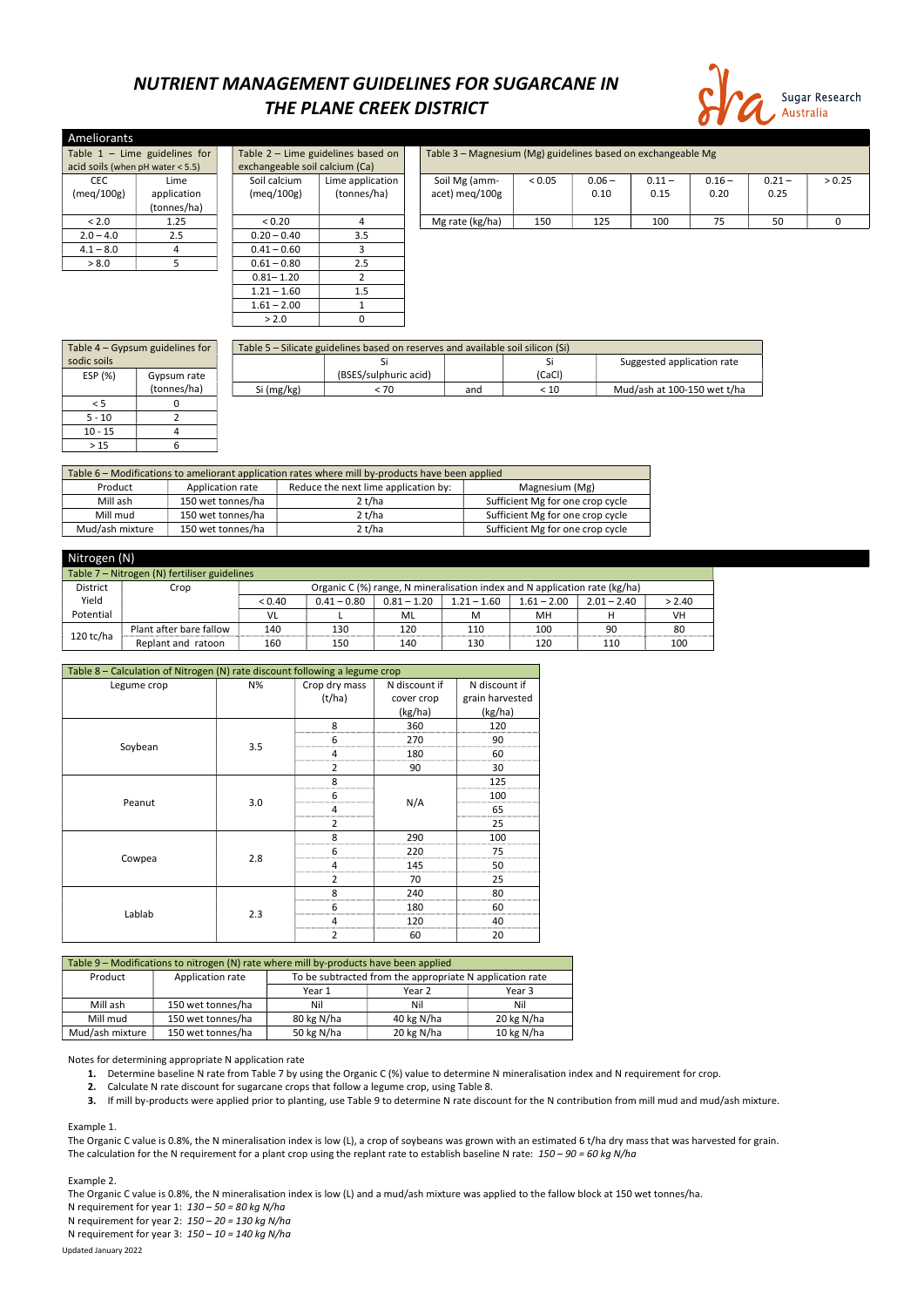# NUTRIENT MANAGEMENT GUIDELINES FOR SUGARCANE IN THE PLANE CREEK DISTRICT

Sugar Research Australia

## Ameliorants

| Table 1 – Lime guidelines for acid soils (when pH water < 5.5) | |
|---|---|
| CEC (meq/100g) | Lime application (tonnes/ha) |
| < 2.0 | 1.25 |
| 2.0 – 4.0 | 2.5 |
| 4.1 – 8.0 | 4 |
| > 8.0 | 5 |

| Table 2 – Lime guidelines based on exchangeable soil calcium (Ca) | |
|---|---|
| Soil calcium (meq/100g) | Lime application (tonnes/ha) |
| < 0.20 | 4 |
| 0.20 – 0.40 | 3.5 |
| 0.41 – 0.60 | 3 |
| 0.61 – 0.80 | 2.5 |
| 0.81– 1.20 | 2 |
| 1.21 – 1.60 | 1.5 |
| 1.61 – 2.00 | 1 |
| > 2.0 | 0 |

| Table 3 – Magnesium (Mg) guidelines based on exchangeable Mg | | | | | | |
|---|---|---|---|---|---|---|
| Soil Mg (amm-acet) meq/100g | < 0.05 | 0.06 – 0.10 | 0.11 – 0.15 | 0.16 – 0.20 | 0.21 – 0.25 | > 0.25 |
| Mg rate (kg/ha) | 150 | 125 | 100 | 75 | 50 | 0 |

| Table 4 – Gypsum guidelines for sodic soils | |
|---|---|
| ESP (%) | Gypsum rate (tonnes/ha) |
| < 5 | 0 |
| 5 - 10 | 2 |
| 10 - 15 | 4 |
| > 15 | 6 |

| Table 5 – Silicate guidelines based on reserves and available soil silicon (Si) | | | | |
|---|---|---|---|---|
| | Si (BSES/sulphuric acid) | | Si (CaCl) | Suggested application rate |
| Si (mg/kg) | < 70 | and | < 10 | Mud/ash at 100-150 wet t/ha |

| Table 6 – Modifications to ameliorant application rates where mill by-products have been applied | | | |
|---|---|---|---|
| Product | Application rate | Reduce the next lime application by: | Magnesium (Mg) |
| Mill ash | 150 wet tonnes/ha | 2 t/ha | Sufficient Mg for one crop cycle |
| Mill mud | 150 wet tonnes/ha | 2 t/ha | Sufficient Mg for one crop cycle |
| Mud/ash mixture | 150 wet tonnes/ha | 2 t/ha | Sufficient Mg for one crop cycle |

## Nitrogen (N)

| Table 7 – Nitrogen (N) fertiliser guidelines | | | | | | | | |
|---|---|---|---|---|---|---|---|---|
| District Yield Potential | Crop | Organic C (%) range, N mineralisation index and N application rate (kg/ha) | | | | | | |
| | | < 0.40 | 0.41 – 0.80 | 0.81 – 1.20 | 1.21 – 1.60 | 1.61 – 2.00 | 2.01 – 2.40 | > 2.40 |
| | | VL | L | ML | M | MH | H | VH |
| 120 tc/ha | Plant after bare fallow | 140 | 130 | 120 | 110 | 100 | 90 | 80 |
| | Replant and ratoon | 160 | 150 | 140 | 130 | 120 | 110 | 100 |

| Table 8 – Calculation of Nitrogen (N) rate discount following a legume crop | | | | |
|---|---|---|---|---|
| Legume crop | N% | Crop dry mass (t/ha) | N discount if cover crop (kg/ha) | N discount if grain harvested (kg/ha) |
| Soybean | 3.5 | 8 | 360 | 120 |
| | | 6 | 270 | 90 |
| | | 4 | 180 | 60 |
| | | 2 | 90 | 30 |
| Peanut | 3.0 | 8 | N/A | 125 |
| | | 6 | | 100 |
| | | 4 | | 65 |
| | | 2 | | 25 |
| Cowpea | 2.8 | 8 | 290 | 100 |
| | | 6 | 220 | 75 |
| | | 4 | 145 | 50 |
| | | 2 | 70 | 25 |
| Lablab | 2.3 | 8 | 240 | 80 |
| | | 6 | 180 | 60 |
| | | 4 | 120 | 40 |
| | | 2 | 60 | 20 |

| Table 9 – Modifications to nitrogen (N) rate where mill by-products have been applied | | | | |
|---|---|---|---|---|
| Product | Application rate | To be subtracted from the appropriate N application rate | | |
| | | Year 1 | Year 2 | Year 3 |
| Mill ash | 150 wet tonnes/ha | Nil | Nil | Nil |
| Mill mud | 150 wet tonnes/ha | 80 kg N/ha | 40 kg N/ha | 20 kg N/ha |
| Mud/ash mixture | 150 wet tonnes/ha | 50 kg N/ha | 20 kg N/ha | 10 kg N/ha |

Notes for determining appropriate N application rate

1. Determine baseline N rate from Table 7 by using the Organic C (%) value to determine N mineralisation index and N requirement for crop.
2. Calculate N rate discount for sugarcane crops that follow a legume crop, using Table 8.
3. If mill by-products were applied prior to planting, use Table 9 to determine N rate discount for the N contribution from mill mud and mud/ash mixture.

Example 1.

The Organic C value is 0.8%, the N mineralisation index is low (L), a crop of soybeans was grown with an estimated 6 t/ha dry mass that was harvested for grain. The calculation for the N requirement for a plant crop using the replant rate to establish baseline N rate: *150 – 90 = 60 kg N/ha*

Example 2.

The Organic C value is 0.8%, the N mineralisation index is low (L) and a mud/ash mixture was applied to the fallow block at 150 wet tonnes/ha.

N requirement for year 1: *130 – 50 = 80 kg N/ha*

N requirement for year 2: *150 – 20 = 130 kg N/ha*

N requirement for year 3: *150 – 10 = 140 kg N/ha*

Updated January 2022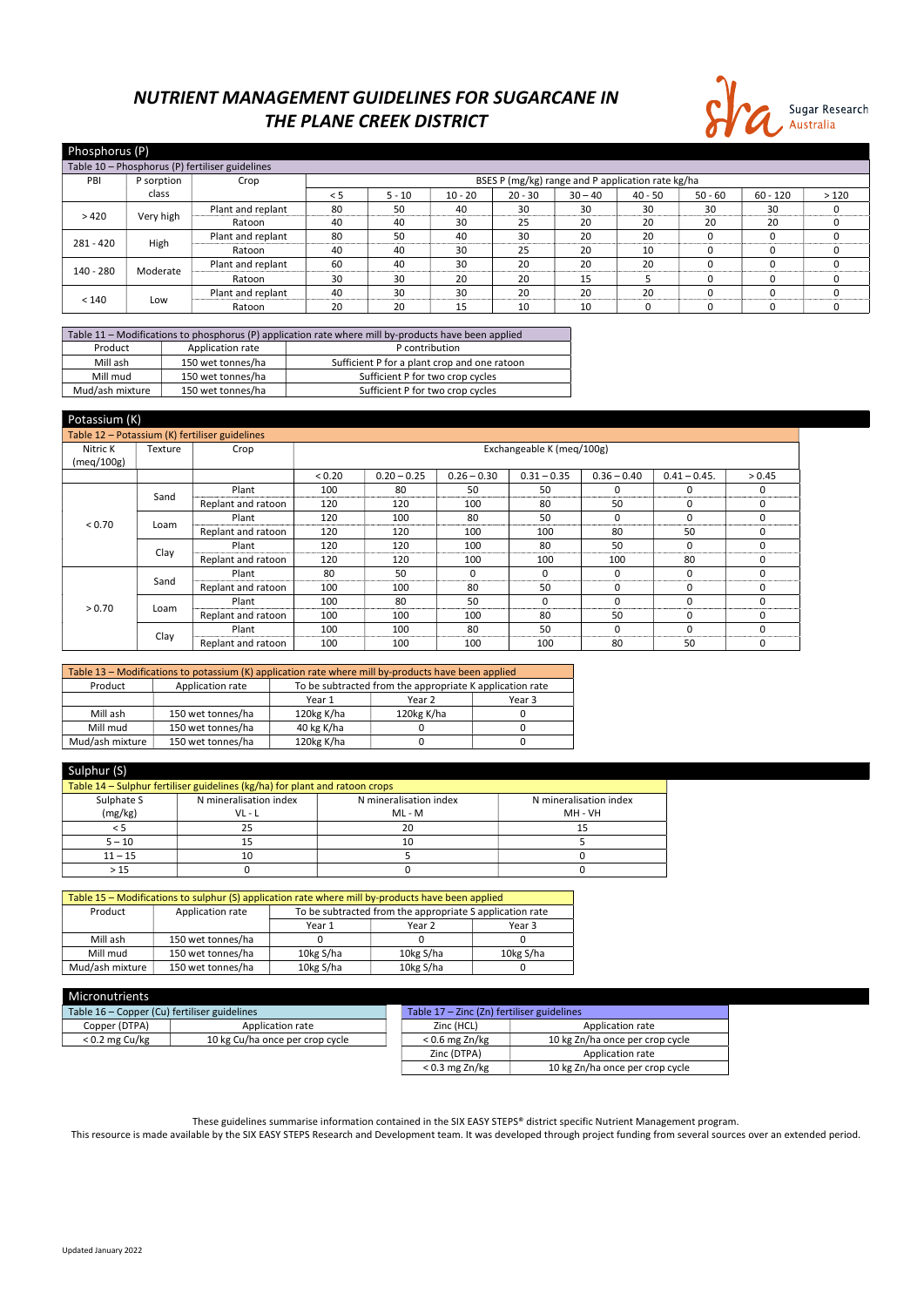# *NUTRIENT MANAGEMENT GUIDELINES FOR SUGARCANE IN THE PLANE CREEK DISTRICT*

## Phosphorus (P)

Table 10 – Phosphorus (P) fertiliser guidelines

| PBI | P sorption class | Crop | BSES P (mg/kg) range and P application rate kg/ha | | | | | | | | |
|---|---|---|---|---|---|---|---|---|---|---|---|
| | | | < 5 | 5 - 10 | 10 - 20 | 20 - 30 | 30 – 40 | 40 - 50 | 50 - 60 | 60 - 120 | > 120 |
| > 420 | Very high | Plant and replant | 80 | 50 | 40 | 30 | 30 | 30 | 30 | 30 | 0 |
| | | Ratoon | 40 | 40 | 30 | 25 | 20 | 20 | 20 | 20 | 0 |
| 281 - 420 | High | Plant and replant | 80 | 50 | 40 | 30 | 20 | 20 | 0 | 0 | 0 |
| | | Ratoon | 40 | 40 | 30 | 25 | 20 | 10 | 0 | 0 | 0 |
| 140 - 280 | Moderate | Plant and replant | 60 | 40 | 30 | 20 | 20 | 20 | 0 | 0 | 0 |
| | | Ratoon | 30 | 30 | 20 | 20 | 15 | 5 | 0 | 0 | 0 |
| < 140 | Low | Plant and replant | 40 | 30 | 30 | 20 | 20 | 20 | 0 | 0 | 0 |
| | | Ratoon | 20 | 20 | 15 | 10 | 10 | 0 | 0 | 0 | 0 |

Table 11 – Modifications to phosphorus (P) application rate where mill by-products have been applied

| Product | Application rate | P contribution |
|---|---|---|
| Mill ash | 150 wet tonnes/ha | Sufficient P for a plant crop and one ratoon |
| Mill mud | 150 wet tonnes/ha | Sufficient P for two crop cycles |
| Mud/ash mixture | 150 wet tonnes/ha | Sufficient P for two crop cycles |

## Potassium (K)

Table 12 – Potassium (K) fertiliser guidelines

| Nitric K (meq/100g) | Texture | Crop | Exchangeable K (meq/100g) | | | | | | |
|---|---|---|---|---|---|---|---|---|---|
| | | | < 0.20 | 0.20 – 0.25 | 0.26 – 0.30 | 0.31 – 0.35 | 0.36 – 0.40 | 0.41 – 0.45. | > 0.45 |
| < 0.70 | Sand | Plant | 100 | 80 | 50 | 50 | 0 | 0 | 0 |
| | | Replant and ratoon | 120 | 120 | 100 | 80 | 50 | 0 | 0 |
| | Loam | Plant | 120 | 100 | 80 | 50 | 0 | 0 | 0 |
| | | Replant and ratoon | 120 | 120 | 100 | 100 | 80 | 50 | 0 |
| | Clay | Plant | 120 | 120 | 100 | 80 | 50 | 0 | 0 |
| | | Replant and ratoon | 120 | 120 | 100 | 100 | 100 | 80 | 0 |
| > 0.70 | Sand | Plant | 80 | 50 | 0 | 0 | 0 | 0 | 0 |
| | | Replant and ratoon | 100 | 100 | 80 | 50 | 0 | 0 | 0 |
| | Loam | Plant | 100 | 80 | 50 | 0 | 0 | 0 | 0 |
| | | Replant and ratoon | 100 | 100 | 100 | 80 | 50 | 0 | 0 |
| | Clay | Plant | 100 | 100 | 80 | 50 | 0 | 0 | 0 |
| | | Replant and ratoon | 100 | 100 | 100 | 100 | 80 | 50 | 0 |

Table 13 – Modifications to potassium (K) application rate where mill by-products have been applied

| Product | Application rate | To be subtracted from the appropriate K application rate | | |
|---|---|---|---|---|
| | | Year 1 | Year 2 | Year 3 |
| Mill ash | 150 wet tonnes/ha | 120kg K/ha | 120kg K/ha | 0 |
| Mill mud | 150 wet tonnes/ha | 40 kg K/ha | 0 | 0 |
| Mud/ash mixture | 150 wet tonnes/ha | 120kg K/ha | 0 | 0 |

## Sulphur (S)

Table 14 – Sulphur fertiliser guidelines (kg/ha) for plant and ratoon crops

| Sulphate S (mg/kg) | N mineralisation index VL - L | N mineralisation index ML - M | N mineralisation index MH - VH |
|---|---|---|---|
| < 5 | 25 | 20 | 15 |
| 5 – 10 | 15 | 10 | 5 |
| 11 – 15 | 10 | 5 | 0 |
| > 15 | 0 | 0 | 0 |

Table 15 – Modifications to sulphur (S) application rate where mill by-products have been applied

| Product | Application rate | To be subtracted from the appropriate S application rate | | |
|---|---|---|---|---|
| | | Year 1 | Year 2 | Year 3 |
| Mill ash | 150 wet tonnes/ha | 0 | 0 | 0 |
| Mill mud | 150 wet tonnes/ha | 10kg S/ha | 10kg S/ha | 10kg S/ha |
| Mud/ash mixture | 150 wet tonnes/ha | 10kg S/ha | 10kg S/ha | 0 |

## Micronutrients

Table 16 – Copper (Cu) fertiliser guidelines

| Copper (DTPA) | Application rate |
|---|---|
| < 0.2 mg Cu/kg | 10 kg Cu/ha once per crop cycle |

Table 17 – Zinc (Zn) fertiliser guidelines

| Zinc (HCL) | Application rate |
|---|---|
| < 0.6 mg Zn/kg | 10 kg Zn/ha once per crop cycle |
| Zinc (DTPA) | Application rate |
| < 0.3 mg Zn/kg | 10 kg Zn/ha once per crop cycle |

These guidelines summarise information contained in the SIX EASY STEPS® district specific Nutrient Management program.

This resource is made available by the SIX EASY STEPS Research and Development team. It was developed through project funding from several sources over an extended period.

Updated January 2022